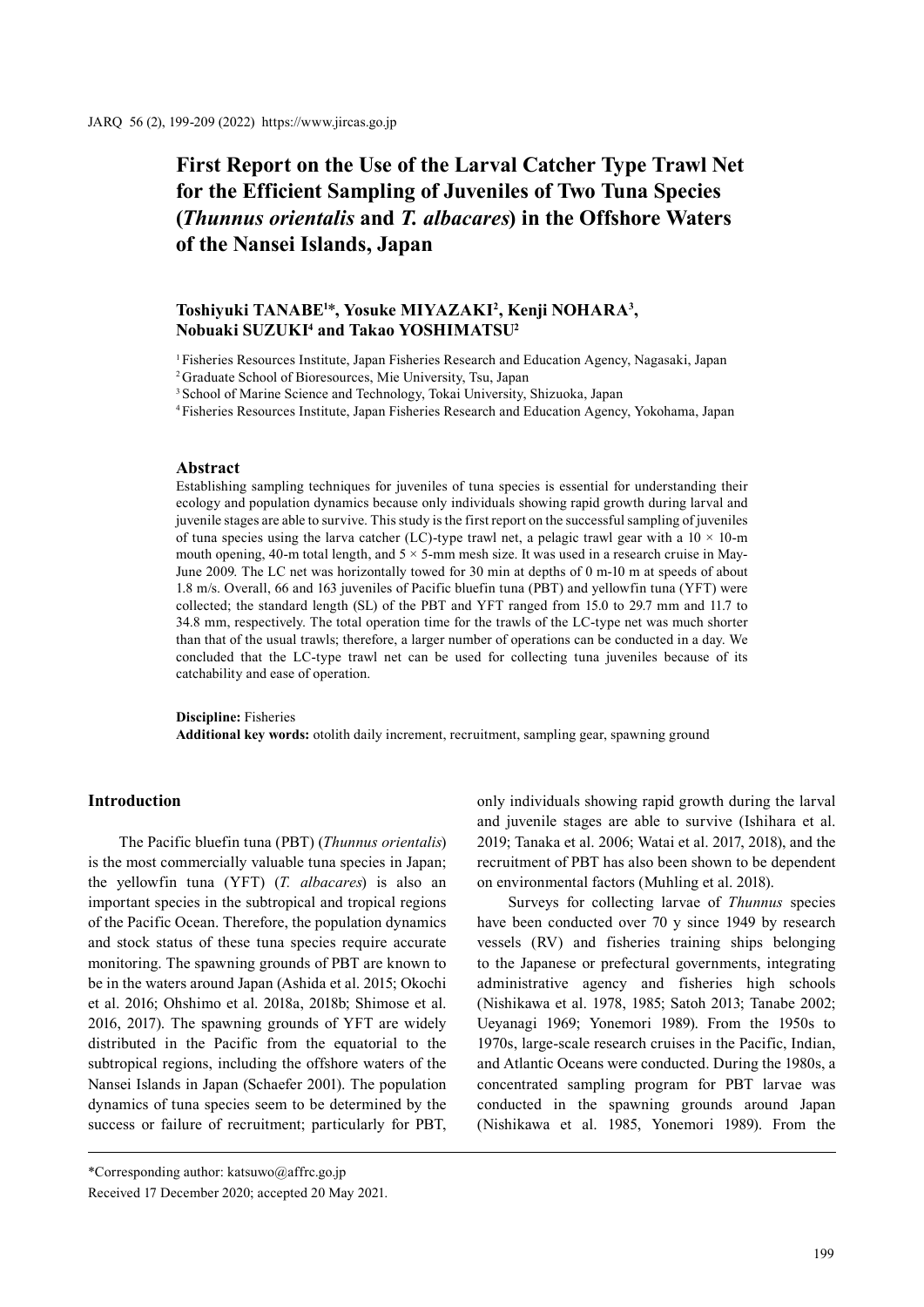# First Report on the Use of the Larval Catcher Type Trawl Net for the Efficient Sampling of Juveniles of Two Tuna Species (*Thunnus orientalis* and *T. albacares*) in the Offshore Waters of the Nansei Islands, Japan

**Toshiyuki TANABE[1]*, Yosuke MIYAZAKI[2], Kenji NOHARA[3], Nobuaki SUZUKI[4] and Takao YOSHIMATSU[2]**

[1] Fisheries Resources Institute, Japan Fisheries Research and Education Agency, Nagasaki, Japan
[2] Graduate School of Bioresources, Mie University, Tsu, Japan
[3] School of Marine Science and Technology, Tokai University, Shizuoka, Japan
[4] Fisheries Resources Institute, Japan Fisheries Research and Education Agency, Yokohama, Japan

## Abstract

Establishing sampling techniques for juveniles of tuna species is essential for understanding their ecology and population dynamics because only individuals showing rapid growth during larval and juvenile stages are able to survive. This study is the first report on the successful sampling of juveniles of tuna species using the larva catcher (LC)-type trawl net, a pelagic trawl gear with a 10 × 10-m mouth opening, 40-m total length, and 5 × 5-mm mesh size. It was used in a research cruise in May-June 2009. The LC net was horizontally towed for 30 min at depths of 0 m-10 m at speeds of about 1.8 m/s. Overall, 66 and 163 juveniles of Pacific bluefin tuna (PBT) and yellowfin tuna (YFT) were collected; the standard length (SL) of the PBT and YFT ranged from 15.0 to 29.7 mm and 11.7 to 34.8 mm, respectively. The total operation time for the trawls of the LC-type net was much shorter than that of the usual trawls; therefore, a larger number of operations can be conducted in a day. We concluded that the LC-type trawl net can be used for collecting tuna juveniles because of its catchability and ease of operation.

**Discipline:** Fisheries
**Additional key words:** otolith daily increment, recruitment, sampling gear, spawning ground

## Introduction

The Pacific bluefin tuna (PBT) (*Thunnus orientalis*) is the most commercially valuable tuna species in Japan; the yellowfin tuna (YFT) (*T. albacares*) is also an important species in the subtropical and tropical regions of the Pacific Ocean. Therefore, the population dynamics and stock status of these tuna species require accurate monitoring. The spawning grounds of PBT are known to be in the waters around Japan (Ashida et al. 2015; Okochi et al. 2016; Ohshimo et al. 2018a, 2018b; Shimose et al. 2016, 2017). The spawning grounds of YFT are widely distributed in the Pacific from the equatorial to the subtropical regions, including the offshore waters of the Nansei Islands in Japan (Schaefer 2001). The population dynamics of tuna species seem to be determined by the success or failure of recruitment; particularly for PBT, only individuals showing rapid growth during the larval and juvenile stages are able to survive (Ishihara et al. 2019; Tanaka et al. 2006; Watai et al. 2017, 2018), and the recruitment of PBT has also been shown to be dependent on environmental factors (Muhling et al. 2018).

Surveys for collecting larvae of *Thunnus* species have been conducted over 70 y since 1949 by research vessels (RV) and fisheries training ships belonging to the Japanese or prefectural governments, integrating administrative agency and fisheries high schools (Nishikawa et al. 1978, 1985; Satoh 2013; Tanabe 2002; Ueyanagi 1969; Yonemori 1989). From the 1950s to 1970s, large-scale research cruises in the Pacific, Indian, and Atlantic Oceans were conducted. During the 1980s, a concentrated sampling program for PBT larvae was conducted in the spawning grounds around Japan (Nishikawa et al. 1985, Yonemori 1989). From the

*Corresponding author: katsuwo@affrc.go.jp
Received 17 December 2020; accepted 20 May 2021.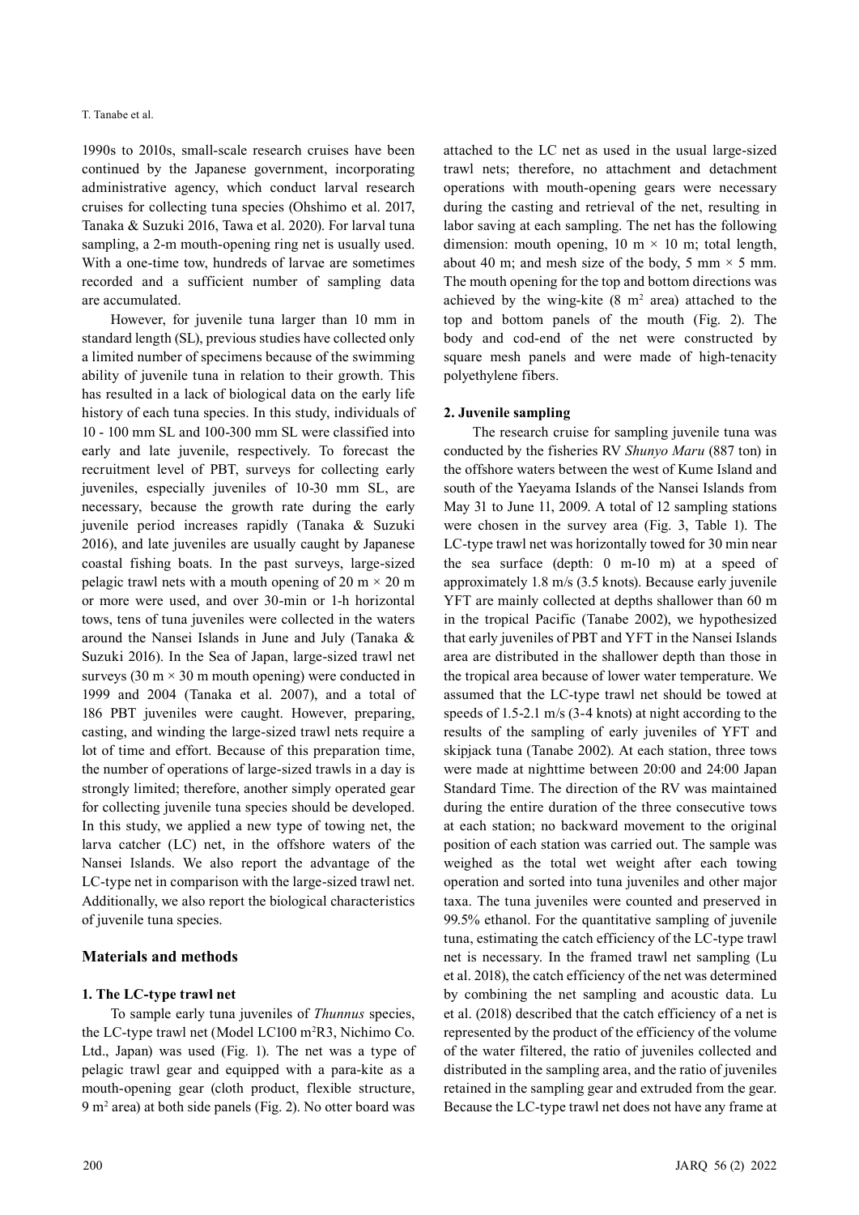1990s to 2010s, small-scale research cruises have been continued by the Japanese government, incorporating administrative agency, which conduct larval research cruises for collecting tuna species (Ohshimo et al. 2017, Tanaka & Suzuki 2016, Tawa et al. 2020). For larval tuna sampling, a 2-m mouth-opening ring net is usually used. With a one-time tow, hundreds of larvae are sometimes recorded and a sufficient number of sampling data are accumulated.

However, for juvenile tuna larger than 10 mm in standard length (SL), previous studies have collected only a limited number of specimens because of the swimming ability of juvenile tuna in relation to their growth. This has resulted in a lack of biological data on the early life history of each tuna species. In this study, individuals of 10 - 100 mm SL and 100-300 mm SL were classified into early and late juvenile, respectively. To forecast the recruitment level of PBT, surveys for collecting early juveniles, especially juveniles of 10-30 mm SL, are necessary, because the growth rate during the early juvenile period increases rapidly (Tanaka & Suzuki 2016), and late juveniles are usually caught by Japanese coastal fishing boats. In the past surveys, large-sized pelagic trawl nets with a mouth opening of 20 m × 20 m or more were used, and over 30-min or 1-h horizontal tows, tens of tuna juveniles were collected in the waters around the Nansei Islands in June and July (Tanaka & Suzuki 2016). In the Sea of Japan, large-sized trawl net surveys (30 m × 30 m mouth opening) were conducted in 1999 and 2004 (Tanaka et al. 2007), and a total of 186 PBT juveniles were caught. However, preparing, casting, and winding the large-sized trawl nets require a lot of time and effort. Because of this preparation time, the number of operations of large-sized trawls in a day is strongly limited; therefore, another simply operated gear for collecting juvenile tuna species should be developed. In this study, we applied a new type of towing net, the larva catcher (LC) net, in the offshore waters of the Nansei Islands. We also report the advantage of the LC-type net in comparison with the large-sized trawl net. Additionally, we also report the biological characteristics of juvenile tuna species.

## Materials and methods

### 1. The LC-type trawl net

To sample early tuna juveniles of *Thunnus* species, the LC-type trawl net (Model LC100 m$^2$R3, Nichimo Co. Ltd., Japan) was used (Fig. 1). The net was a type of pelagic trawl gear and equipped with a para-kite as a mouth-opening gear (cloth product, flexible structure, 9 m$^2$ area) at both side panels (Fig. 2). No otter board was attached to the LC net as used in the usual large-sized trawl nets; therefore, no attachment and detachment operations with mouth-opening gears were necessary during the casting and retrieval of the net, resulting in labor saving at each sampling. The net has the following dimension: mouth opening, 10 m × 10 m; total length, about 40 m; and mesh size of the body, 5 mm × 5 mm. The mouth opening for the top and bottom directions was achieved by the wing-kite (8 m$^2$ area) attached to the top and bottom panels of the mouth (Fig. 2). The body and cod-end of the net were constructed by square mesh panels and were made of high-tenacity polyethylene fibers.

### 2. Juvenile sampling

The research cruise for sampling juvenile tuna was conducted by the fisheries RV *Shunyo Maru* (887 ton) in the offshore waters between the west of Kume Island and south of the Yaeyama Islands of the Nansei Islands from May 31 to June 11, 2009. A total of 12 sampling stations were chosen in the survey area (Fig. 3, Table 1). The LC-type trawl net was horizontally towed for 30 min near the sea surface (depth: 0 m-10 m) at a speed of approximately 1.8 m/s (3.5 knots). Because early juvenile YFT are mainly collected at depths shallower than 60 m in the tropical Pacific (Tanabe 2002), we hypothesized that early juveniles of PBT and YFT in the Nansei Islands area are distributed in the shallower depth than those in the tropical area because of lower water temperature. We assumed that the LC-type trawl net should be towed at speeds of 1.5-2.1 m/s (3-4 knots) at night according to the results of the sampling of early juveniles of YFT and skipjack tuna (Tanabe 2002). At each station, three tows were made at nighttime between 20:00 and 24:00 Japan Standard Time. The direction of the RV was maintained during the entire duration of the three consecutive tows at each station; no backward movement to the original position of each station was carried out. The sample was weighed as the total wet weight after each towing operation and sorted into tuna juveniles and other major taxa. The tuna juveniles were counted and preserved in 99.5% ethanol. For the quantitative sampling of juvenile tuna, estimating the catch efficiency of the LC-type trawl net is necessary. In the framed trawl net sampling (Lu et al. 2018), the catch efficiency of the net was determined by combining the net sampling and acoustic data. Lu et al. (2018) described that the catch efficiency of a net is represented by the product of the efficiency of the volume of the water filtered, the ratio of juveniles collected and distributed in the sampling area, and the ratio of juveniles retained in the sampling gear and extruded from the gear. Because the LC-type trawl net does not have any frame at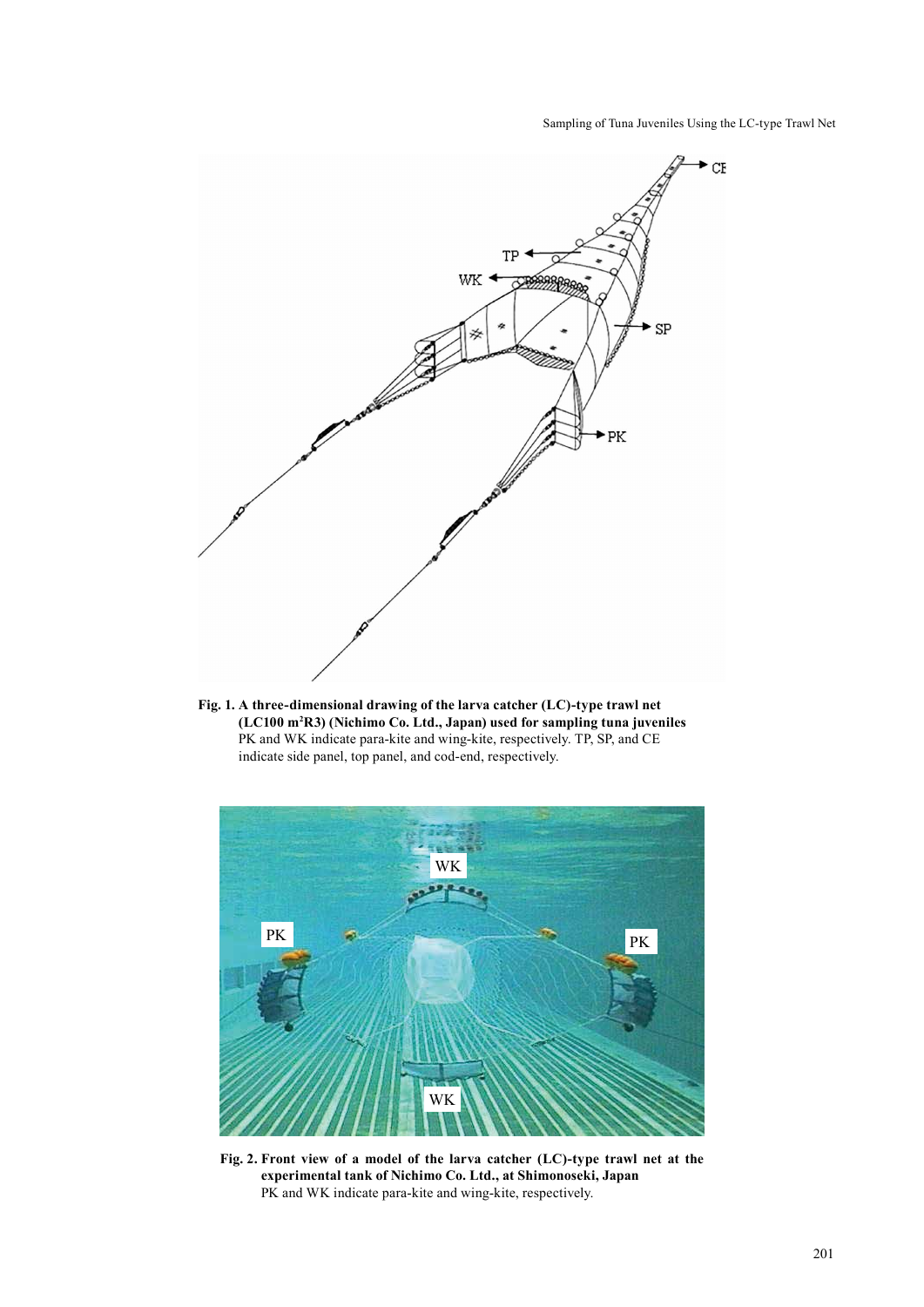**Fig. 1. A three-dimensional drawing of the larva catcher (LC)-type trawl net (LC100 m[2]R3) (Nichimo Co. Ltd., Japan) used for sampling tuna juveniles**
PK and WK indicate para-kite and wing-kite, respectively. TP, SP, and CE indicate side panel, top panel, and cod-end, respectively.

**Fig. 2. Front view of a model of the larva catcher (LC)-type trawl net at the experimental tank of Nichimo Co. Ltd., at Shimonoseki, Japan**
PK and WK indicate para-kite and wing-kite, respectively.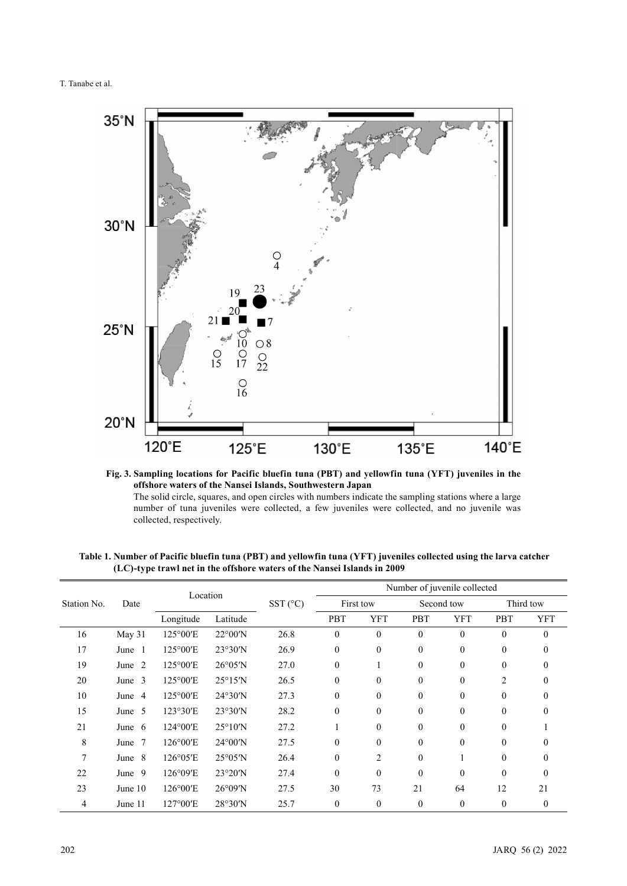**Fig. 3. Sampling locations for Pacific bluefin tuna (PBT) and yellowfin tuna (YFT) juveniles in the offshore waters of the Nansei Islands, Southwestern Japan**

The solid circle, squares, and open circles with numbers indicate the sampling stations where a large number of tuna juveniles were collected, a few juveniles were collected, and no juvenile was collected, respectively.

**Table 1. Number of Pacific bluefin tuna (PBT) and yellowfin tuna (YFT) juveniles collected using the larva catcher (LC)-type trawl net in the offshore waters of the Nansei Islands in 2009**

| Station No. | Date | Location | | SST (°C) | Number of juvenile collected | | | | | |
|---|---|---|---|---|---|---|---|---|---|---|
| | | | | | First tow | | Second tow | | Third tow | |
| | | Longitude | Latitude | | PBT | YFT | PBT | YFT | PBT | YFT |
| 16 | May 31 | 125°00′E | 22°00′N | 26.8 | 0 | 0 | 0 | 0 | 0 | 0 |
| 17 | June 1 | 125°00′E | 23°30′N | 26.9 | 0 | 0 | 0 | 0 | 0 | 0 |
| 19 | June 2 | 125°00′E | 26°05′N | 27.0 | 0 | 1 | 0 | 0 | 0 | 0 |
| 20 | June 3 | 125°00′E | 25°15′N | 26.5 | 0 | 0 | 0 | 0 | 2 | 0 |
| 10 | June 4 | 125°00′E | 24°30′N | 27.3 | 0 | 0 | 0 | 0 | 0 | 0 |
| 15 | June 5 | 123°30′E | 23°30′N | 28.2 | 0 | 0 | 0 | 0 | 0 | 0 |
| 21 | June 6 | 124°00′E | 25°10′N | 27.2 | 1 | 0 | 0 | 0 | 0 | 1 |
| 8 | June 7 | 126°00′E | 24°00′N | 27.5 | 0 | 0 | 0 | 0 | 0 | 0 |
| 7 | June 8 | 126°05′E | 25°05′N | 26.4 | 0 | 2 | 0 | 1 | 0 | 0 |
| 22 | June 9 | 126°09′E | 23°20′N | 27.4 | 0 | 0 | 0 | 0 | 0 | 0 |
| 23 | June 10 | 126°00′E | 26°09′N | 27.5 | 30 | 73 | 21 | 64 | 12 | 21 |
| 4 | June 11 | 127°00′E | 28°30′N | 25.7 | 0 | 0 | 0 | 0 | 0 | 0 |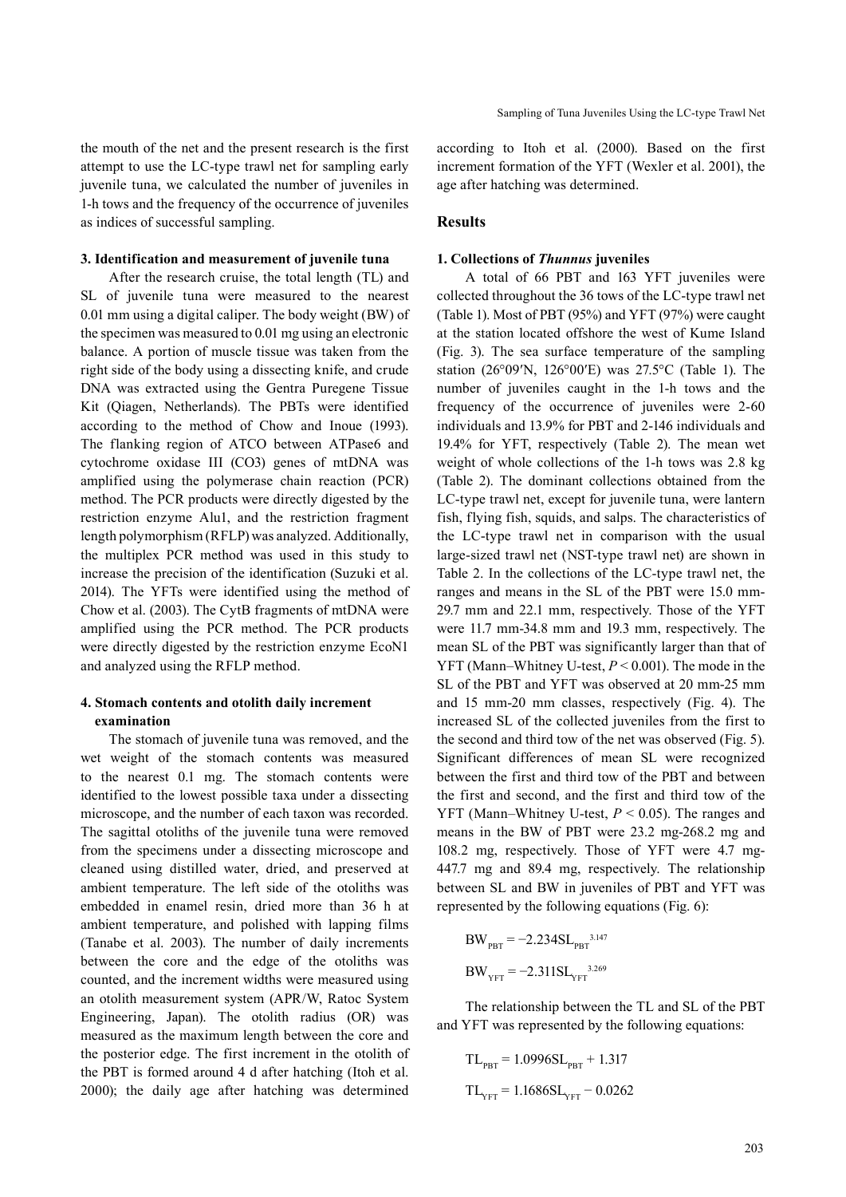the mouth of the net and the present research is the first attempt to use the LC-type trawl net for sampling early juvenile tuna, we calculated the number of juveniles in 1-h tows and the frequency of the occurrence of juveniles as indices of successful sampling.

### 3. Identification and measurement of juvenile tuna

After the research cruise, the total length (TL) and SL of juvenile tuna were measured to the nearest 0.01 mm using a digital caliper. The body weight (BW) of the specimen was measured to 0.01 mg using an electronic balance. A portion of muscle tissue was taken from the right side of the body using a dissecting knife, and crude DNA was extracted using the Gentra Puregene Tissue Kit (Qiagen, Netherlands). The PBTs were identified according to the method of Chow and Inoue (1993). The flanking region of ATCO between ATPase6 and cytochrome oxidase III (CO3) genes of mtDNA was amplified using the polymerase chain reaction (PCR) method. The PCR products were directly digested by the restriction enzyme Alu1, and the restriction fragment length polymorphism (RFLP) was analyzed. Additionally, the multiplex PCR method was used in this study to increase the precision of the identification (Suzuki et al. 2014). The YFTs were identified using the method of Chow et al. (2003). The CytB fragments of mtDNA were amplified using the PCR method. The PCR products were directly digested by the restriction enzyme EcoN1 and analyzed using the RFLP method.

### 4. Stomach contents and otolith daily increment examination

The stomach of juvenile tuna was removed, and the wet weight of the stomach contents was measured to the nearest 0.1 mg. The stomach contents were identified to the lowest possible taxa under a dissecting microscope, and the number of each taxon was recorded. The sagittal otoliths of the juvenile tuna were removed from the specimens under a dissecting microscope and cleaned using distilled water, dried, and preserved at ambient temperature. The left side of the otoliths was embedded in enamel resin, dried more than 36 h at ambient temperature, and polished with lapping films (Tanabe et al. 2003). The number of daily increments between the core and the edge of the otoliths was counted, and the increment widths were measured using an otolith measurement system (APR/W, Ratoc System Engineering, Japan). The otolith radius (OR) was measured as the maximum length between the core and the posterior edge. The first increment in the otolith of the PBT is formed around 4 d after hatching (Itoh et al. 2000); the daily age after hatching was determined according to Itoh et al. (2000). Based on the first increment formation of the YFT (Wexler et al. 2001), the age after hatching was determined.

## Results

### 1. Collections of *Thunnus* juveniles

A total of 66 PBT and 163 YFT juveniles were collected throughout the 36 tows of the LC-type trawl net (Table 1). Most of PBT (95%) and YFT (97%) were caught at the station located offshore the west of Kume Island (Fig. 3). The sea surface temperature of the sampling station (26°09′N, 126°00′E) was 27.5°C (Table 1). The number of juveniles caught in the 1-h tows and the frequency of the occurrence of juveniles were 2-60 individuals and 13.9% for PBT and 2-146 individuals and 19.4% for YFT, respectively (Table 2). The mean wet weight of whole collections of the 1-h tows was 2.8 kg (Table 2). The dominant collections obtained from the LC-type trawl net, except for juvenile tuna, were lantern fish, flying fish, squids, and salps. The characteristics of the LC-type trawl net in comparison with the usual large-sized trawl net (NST-type trawl net) are shown in Table 2. In the collections of the LC-type trawl net, the ranges and means in the SL of the PBT were 15.0 mm-29.7 mm and 22.1 mm, respectively. Those of the YFT were 11.7 mm-34.8 mm and 19.3 mm, respectively. The mean SL of the PBT was significantly larger than that of YFT (Mann–Whitney U-test, $P < 0.001$). The mode in the SL of the PBT and YFT was observed at 20 mm-25 mm and 15 mm-20 mm classes, respectively (Fig. 4). The increased SL of the collected juveniles from the first to the second and third tow of the net was observed (Fig. 5). Significant differences of mean SL were recognized between the first and third tow of the PBT and between the first and second, and the first and third tow of the YFT (Mann–Whitney U-test, $P < 0.05$). The ranges and means in the BW of PBT were 23.2 mg-268.2 mg and 108.2 mg, respectively. Those of YFT were 4.7 mg-447.7 mg and 89.4 mg, respectively. The relationship between SL and BW in juveniles of PBT and YFT was represented by the following equations (Fig. 6):

$$BW_{PBT} = -2.234SL_{PBT}^{3.147}$$

$$BW_{YFT} = -2.311SL_{YFT}^{3.269}$$

The relationship between the TL and SL of the PBT and YFT was represented by the following equations:

$$TL_{PBT} = 1.0996SL_{PBT} + 1.317$$

$$TL_{YFT} = 1.1686SL_{YFT} - 0.0262$$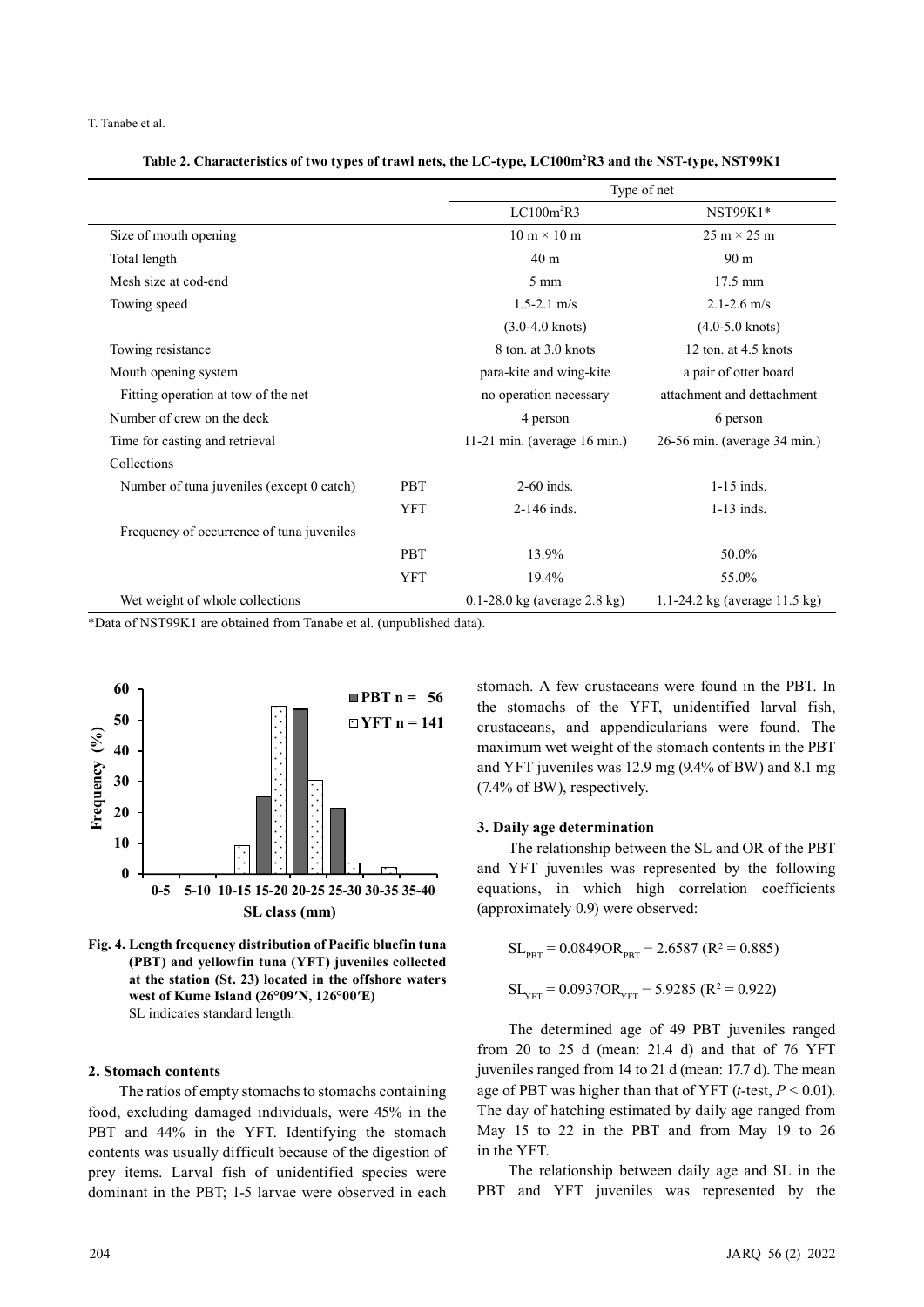**Table 2. Characteristics of two types of trawl nets, the LC-type, LC100m$^2$R3 and the NST-type, NST99K1**

| | | Type of net | |
|---|---|---|---|
| | | LC100m$^2$R3 | NST99K1* |
| Size of mouth opening | | 10 m × 10 m | 25 m × 25 m |
| Total length | | 40 m | 90 m |
| Mesh size at cod-end | | 5 mm | 17.5 mm |
| Towing speed | | 1.5-2.1 m/s | 2.1-2.6 m/s |
| | | (3.0-4.0 knots) | (4.0-5.0 knots) |
| Towing resistance | | 8 ton. at 3.0 knots | 12 ton. at 4.5 knots |
| Mouth opening system | | para-kite and wing-kite | a pair of otter board |
| Fitting operation at tow of the net | | no operation necessary | attachment and dettachment |
| Number of crew on the deck | | 4 person | 6 person |
| Time for casting and retrieval | | 11-21 min. (average 16 min.) | 26-56 min. (average 34 min.) |
| Collections | | | |
| Number of tuna juveniles (except 0 catch) | PBT | 2-60 inds. | 1-15 inds. |
| | YFT | 2-146 inds. | 1-13 inds. |
| Frequency of occurrence of tuna juveniles | | | |
| | PBT | 13.9% | 50.0% |
| | YFT | 19.4% | 55.0% |
| Wet weight of whole collections | | 0.1-28.0 kg (average 2.8 kg) | 1.1-24.2 kg (average 11.5 kg) |

*Data of NST99K1 are obtained from Tanabe et al. (unpublished data).

**Fig. 4. Length frequency distribution of Pacific bluefin tuna (PBT) and yellowfin tuna (YFT) juveniles collected at the station (St. 23) located in the offshore waters west of Kume Island (26°09′N, 126°00′E)**
SL indicates standard length.

## 2. Stomach contents

The ratios of empty stomachs to stomachs containing food, excluding damaged individuals, were 45% in the PBT and 44% in the YFT. Identifying the stomach contents was usually difficult because of the digestion of prey items. Larval fish of unidentified species were dominant in the PBT; 1-5 larvae were observed in each stomach. A few crustaceans were found in the PBT. In the stomachs of the YFT, unidentified larval fish, crustaceans, and appendicularians were found. The maximum wet weight of the stomach contents in the PBT and YFT juveniles was 12.9 mg (9.4% of BW) and 8.1 mg (7.4% of BW), respectively.

## 3. Daily age determination

The relationship between the SL and OR of the PBT and YFT juveniles was represented by the following equations, in which high correlation coefficients (approximately 0.9) were observed:

$$SL_{PBT} = 0.0849OR_{PBT} - 2.6587 \ (R^2 = 0.885)$$

$$SL_{YFT} = 0.0937OR_{YFT} - 5.9285 \ (R^2 = 0.922)$$

The determined age of 49 PBT juveniles ranged from 20 to 25 d (mean: 21.4 d) and that of 76 YFT juveniles ranged from 14 to 21 d (mean: 17.7 d). The mean age of PBT was higher than that of YFT (*t*-test, $P < 0.01$). The day of hatching estimated by daily age ranged from May 15 to 22 in the PBT and from May 19 to 26 in the YFT.

The relationship between daily age and SL in the PBT and YFT juveniles was represented by the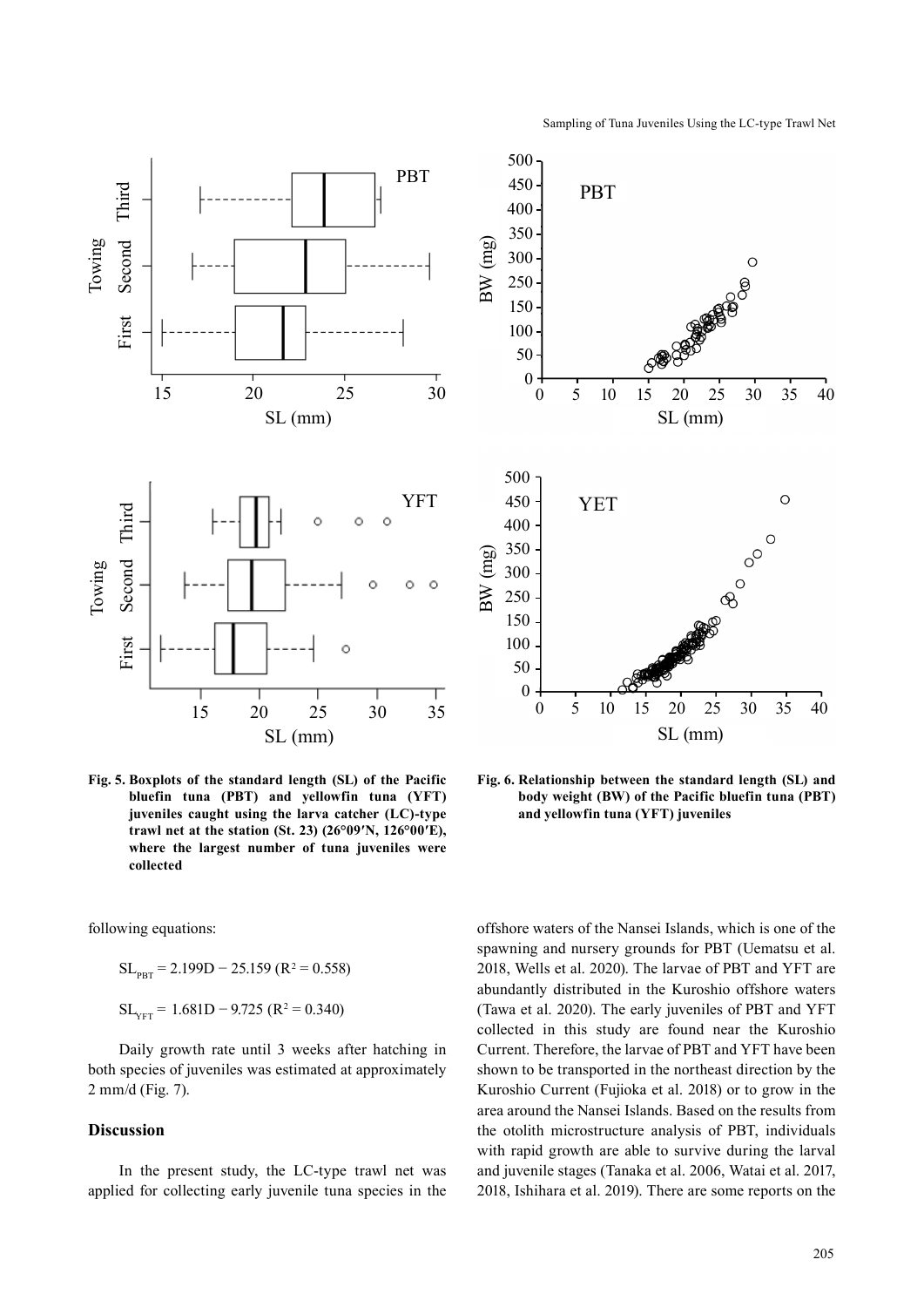Fig. 5. Boxplots of the standard length (SL) of the Pacific bluefin tuna (PBT) and yellowfin tuna (YFT) juveniles caught using the larva catcher (LC)-type trawl net at the station (St. 23) (26°09′N, 126°00′E), where the largest number of tuna juveniles were collected

Fig. 6. Relationship between the standard length (SL) and body weight (BW) of the Pacific bluefin tuna (PBT) and yellowfin tuna (YFT) juveniles

following equations:

$$SL_{PBT} = 2.199D - 25.159 \ (R^2 = 0.558)$$

$$SL_{YFT} = 1.681D - 9.725 \ (R^2 = 0.340)$$

Daily growth rate until 3 weeks after hatching in both species of juveniles was estimated at approximately 2 mm/d (Fig. 7).

## Discussion

In the present study, the LC-type trawl net was applied for collecting early juvenile tuna species in the offshore waters of the Nansei Islands, which is one of the spawning and nursery grounds for PBT (Uematsu et al. 2018, Wells et al. 2020). The larvae of PBT and YFT are abundantly distributed in the Kuroshio offshore waters (Tawa et al. 2020). The early juveniles of PBT and YFT collected in this study are found near the Kuroshio Current. Therefore, the larvae of PBT and YFT have been shown to be transported in the northeast direction by the Kuroshio Current (Fujioka et al. 2018) or to grow in the area around the Nansei Islands. Based on the results from the otolith microstructure analysis of PBT, individuals with rapid growth are able to survive during the larval and juvenile stages (Tanaka et al. 2006, Watai et al. 2017, 2018, Ishihara et al. 2019). There are some reports on the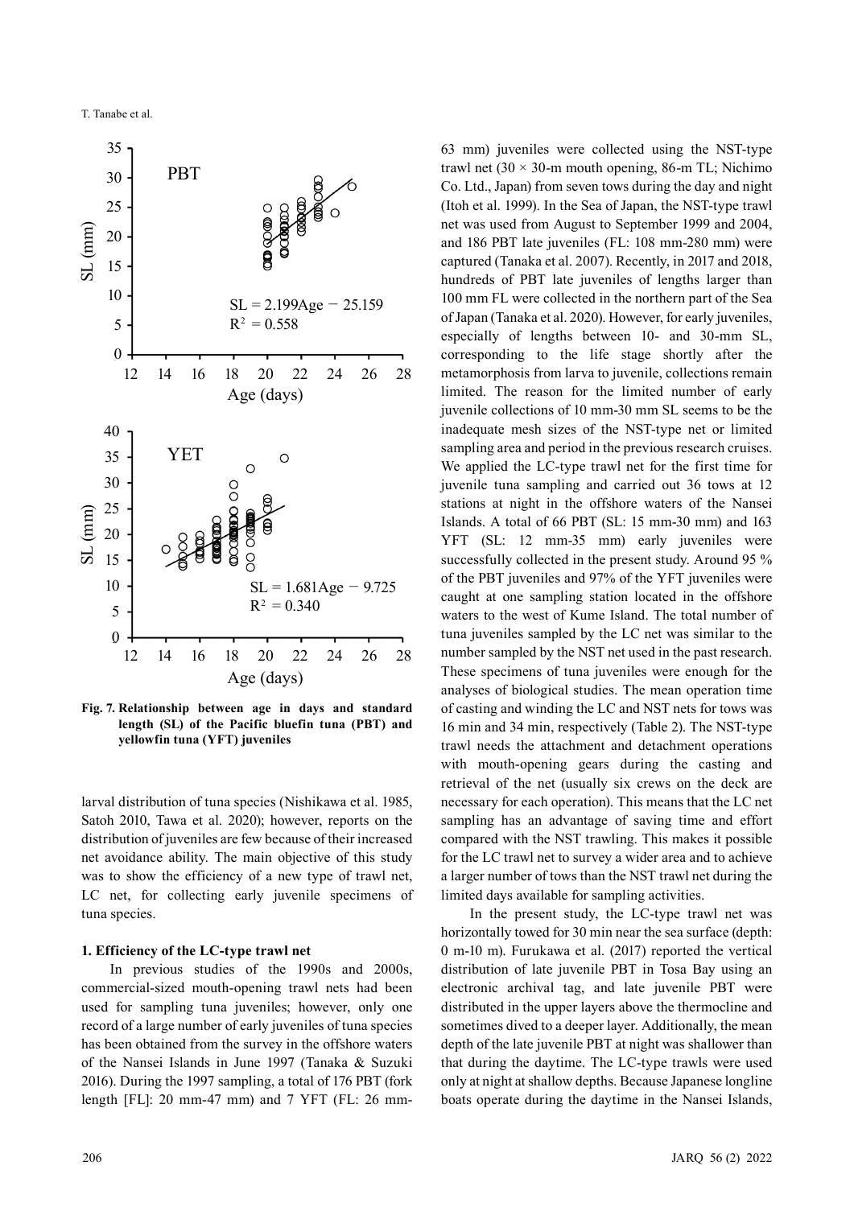Fig. 7. **Relationship between age in days and standard length (SL) of the Pacific bluefin tuna (PBT) and yellowfin tuna (YFT) juveniles**

larval distribution of tuna species (Nishikawa et al. 1985, Satoh 2010, Tawa et al. 2020); however, reports on the distribution of juveniles are few because of their increased net avoidance ability. The main objective of this study was to show the efficiency of a new type of trawl net, LC net, for collecting early juvenile specimens of tuna species.

### 1. Efficiency of the LC-type trawl net

In previous studies of the 1990s and 2000s, commercial-sized mouth-opening trawl nets had been used for sampling tuna juveniles; however, only one record of a large number of early juveniles of tuna species has been obtained from the survey in the offshore waters of the Nansei Islands in June 1997 (Tanaka & Suzuki 2016). During the 1997 sampling, a total of 176 PBT (fork length [FL]: 20 mm-47 mm) and 7 YFT (FL: 26 mm-63 mm) juveniles were collected using the NST-type trawl net (30 × 30-m mouth opening, 86-m TL; Nichimo Co. Ltd., Japan) from seven tows during the day and night (Itoh et al. 1999). In the Sea of Japan, the NST-type trawl net was used from August to September 1999 and 2004, and 186 PBT late juveniles (FL: 108 mm-280 mm) were captured (Tanaka et al. 2007). Recently, in 2017 and 2018, hundreds of PBT late juveniles of lengths larger than 100 mm FL were collected in the northern part of the Sea of Japan (Tanaka et al. 2020). However, for early juveniles, especially of lengths between 10- and 30-mm SL, corresponding to the life stage shortly after the metamorphosis from larva to juvenile, collections remain limited. The reason for the limited number of early juvenile collections of 10 mm-30 mm SL seems to be the inadequate mesh sizes of the NST-type net or limited sampling area and period in the previous research cruises. We applied the LC-type trawl net for the first time for juvenile tuna sampling and carried out 36 tows at 12 stations at night in the offshore waters of the Nansei Islands. A total of 66 PBT (SL: 15 mm-30 mm) and 163 YFT (SL: 12 mm-35 mm) early juveniles were successfully collected in the present study. Around 95 % of the PBT juveniles and 97% of the YFT juveniles were caught at one sampling station located in the offshore waters to the west of Kume Island. The total number of tuna juveniles sampled by the LC net was similar to the number sampled by the NST net used in the past research. These specimens of tuna juveniles were enough for the analyses of biological studies. The mean operation time of casting and winding the LC and NST nets for tows was 16 min and 34 min, respectively (Table 2). The NST-type trawl needs the attachment and detachment operations with mouth-opening gears during the casting and retrieval of the net (usually six crews on the deck are necessary for each operation). This means that the LC net sampling has an advantage of saving time and effort compared with the NST trawling. This makes it possible for the LC trawl net to survey a wider area and to achieve a larger number of tows than the NST trawl net during the limited days available for sampling activities.

In the present study, the LC-type trawl net was horizontally towed for 30 min near the sea surface (depth: 0 m-10 m). Furukawa et al. (2017) reported the vertical distribution of late juvenile PBT in Tosa Bay using an electronic archival tag, and late juvenile PBT were distributed in the upper layers above the thermocline and sometimes dived to a deeper layer. Additionally, the mean depth of the late juvenile PBT at night was shallower than that during the daytime. The LC-type trawls were used only at night at shallow depths. Because Japanese longline boats operate during the daytime in the Nansei Islands,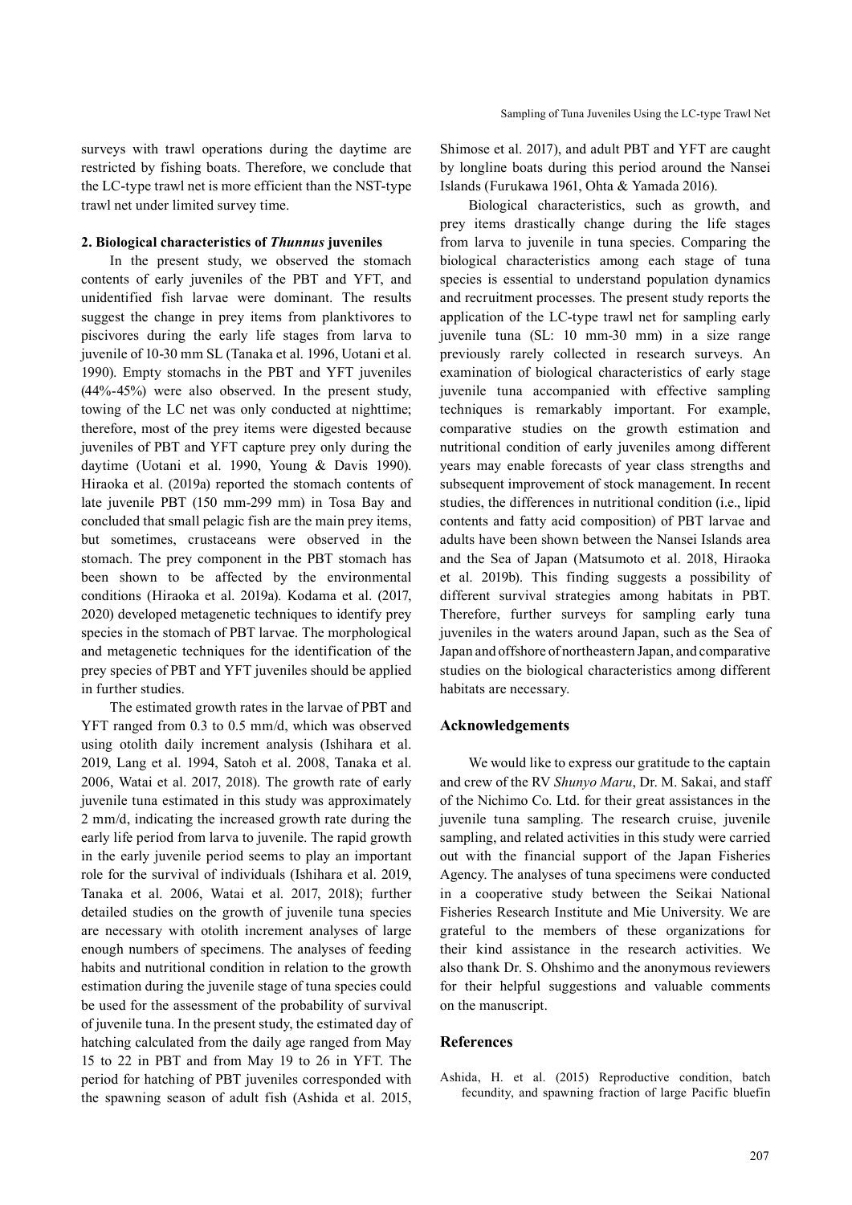surveys with trawl operations during the daytime are restricted by fishing boats. Therefore, we conclude that the LC-type trawl net is more efficient than the NST-type trawl net under limited survey time.

**2. Biological characteristics of *Thunnus* juveniles**

In the present study, we observed the stomach contents of early juveniles of the PBT and YFT, and unidentified fish larvae were dominant. The results suggest the change in prey items from planktivores to piscivores during the early life stages from larva to juvenile of 10-30 mm SL (Tanaka et al. 1996, Uotani et al. 1990). Empty stomachs in the PBT and YFT juveniles (44%-45%) were also observed. In the present study, towing of the LC net was only conducted at nighttime; therefore, most of the prey items were digested because juveniles of PBT and YFT capture prey only during the daytime (Uotani et al. 1990, Young & Davis 1990). Hiraoka et al. (2019a) reported the stomach contents of late juvenile PBT (150 mm-299 mm) in Tosa Bay and concluded that small pelagic fish are the main prey items, but sometimes, crustaceans were observed in the stomach. The prey component in the PBT stomach has been shown to be affected by the environmental conditions (Hiraoka et al. 2019a). Kodama et al. (2017, 2020) developed metagenetic techniques to identify prey species in the stomach of PBT larvae. The morphological and metagenetic techniques for the identification of the prey species of PBT and YFT juveniles should be applied in further studies.

The estimated growth rates in the larvae of PBT and YFT ranged from 0.3 to 0.5 mm/d, which was observed using otolith daily increment analysis (Ishihara et al. 2019, Lang et al. 1994, Satoh et al. 2008, Tanaka et al. 2006, Watai et al. 2017, 2018). The growth rate of early juvenile tuna estimated in this study was approximately 2 mm/d, indicating the increased growth rate during the early life period from larva to juvenile. The rapid growth in the early juvenile period seems to play an important role for the survival of individuals (Ishihara et al. 2019, Tanaka et al. 2006, Watai et al. 2017, 2018); further detailed studies on the growth of juvenile tuna species are necessary with otolith increment analyses of large enough numbers of specimens. The analyses of feeding habits and nutritional condition in relation to the growth estimation during the juvenile stage of tuna species could be used for the assessment of the probability of survival of juvenile tuna. In the present study, the estimated day of hatching calculated from the daily age ranged from May 15 to 22 in PBT and from May 19 to 26 in YFT. The period for hatching of PBT juveniles corresponded with the spawning season of adult fish (Ashida et al. 2015, Shimose et al. 2017), and adult PBT and YFT are caught by longline boats during this period around the Nansei Islands (Furukawa 1961, Ohta & Yamada 2016).

Biological characteristics, such as growth, and prey items drastically change during the life stages from larva to juvenile in tuna species. Comparing the biological characteristics among each stage of tuna species is essential to understand population dynamics and recruitment processes. The present study reports the application of the LC-type trawl net for sampling early juvenile tuna (SL: 10 mm-30 mm) in a size range previously rarely collected in research surveys. An examination of biological characteristics of early stage juvenile tuna accompanied with effective sampling techniques is remarkably important. For example, comparative studies on the growth estimation and nutritional condition of early juveniles among different years may enable forecasts of year class strengths and subsequent improvement of stock management. In recent studies, the differences in nutritional condition (i.e., lipid contents and fatty acid composition) of PBT larvae and adults have been shown between the Nansei Islands area and the Sea of Japan (Matsumoto et al. 2018, Hiraoka et al. 2019b). This finding suggests a possibility of different survival strategies among habitats in PBT. Therefore, further surveys for sampling early tuna juveniles in the waters around Japan, such as the Sea of Japan and offshore of northeastern Japan, and comparative studies on the biological characteristics among different habitats are necessary.

## Acknowledgements

We would like to express our gratitude to the captain and crew of the RV *Shunyo Maru*, Dr. M. Sakai, and staff of the Nichimo Co. Ltd. for their great assistances in the juvenile tuna sampling. The research cruise, juvenile sampling, and related activities in this study were carried out with the financial support of the Japan Fisheries Agency. The analyses of tuna specimens were conducted in a cooperative study between the Seikai National Fisheries Research Institute and Mie University. We are grateful to the members of these organizations for their kind assistance in the research activities. We also thank Dr. S. Ohshimo and the anonymous reviewers for their helpful suggestions and valuable comments on the manuscript.

## References

Ashida, H. et al. (2015) Reproductive condition, batch fecundity, and spawning fraction of large Pacific bluefin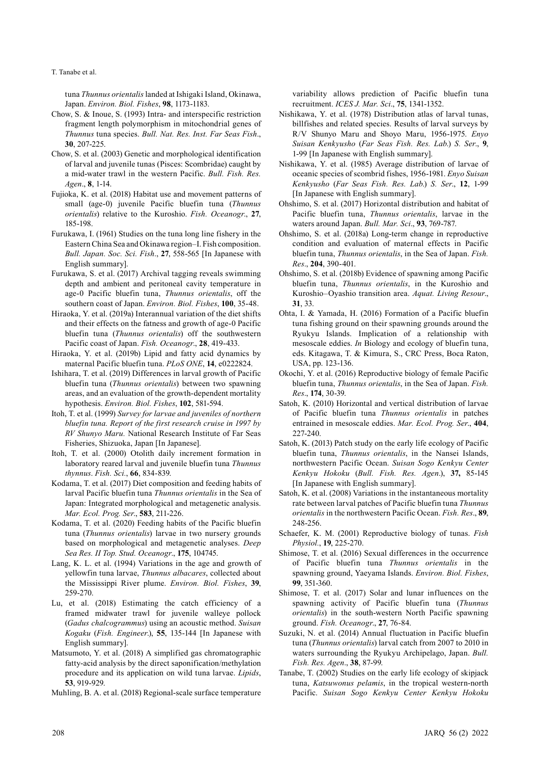tuna *Thunnus orientalis* landed at Ishigaki Island, Okinawa, Japan. *Environ. Biol. Fishes*, **98**, 1173-1183.

Chow, S. & Inoue, S. (1993) Intra- and interspecific restriction fragment length polymorphism in mitochondrial genes of *Thunnus* tuna species. *Bull. Nat. Res. Inst. Far Seas Fish*., **30**, 207-225.

Chow, S. et al. (2003) Genetic and morphological identification of larval and juvenile tunas (Pisces: Scombridae) caught by a mid-water trawl in the western Pacific. *Bull. Fish. Res. Agen*., **8**, 1-14.

Fujioka, K. et al. (2018) Habitat use and movement patterns of small (age-0) juvenile Pacific bluefin tuna (*Thunnus orientalis*) relative to the Kuroshio. *Fish. Oceanogr*., **27**, 185-198.

Furukawa, I. (1961) Studies on the tuna long line fishery in the Eastern China Sea and Okinawa region–I. Fish composition. *Bull. Japan. Soc. Sci. Fish*., **27**, 558-565 [In Japanese with English summary].

Furukawa, S. et al. (2017) Archival tagging reveals swimming depth and ambient and peritoneal cavity temperature in age-0 Pacific bluefin tuna, *Thunnus orientalis*, off the southern coast of Japan. *Environ. Biol. Fishes*, **100**, 35-48.

Hiraoka, Y. et al. (2019a) Interannual variation of the diet shifts and their effects on the fatness and growth of age-0 Pacific bluefin tuna (*Thunnus orientalis*) off the southwestern Pacific coast of Japan. *Fish. Oceanogr*., **28**, 419-433.

Hiraoka, Y. et al. (2019b) Lipid and fatty acid dynamics by maternal Pacific bluefin tuna. *PLoS ONE*, **14**, e0222824.

Ishihara, T. et al. (2019) Differences in larval growth of Pacific bluefin tuna (*Thunnus orientalis*) between two spawning areas, and an evaluation of the growth-dependent mortality hypothesis. *Environ. Biol. Fishes*, **102**, 581-594.

Itoh, T. et al. (1999) *Survey for larvae and juveniles of northern bluefin tuna. Report of the first research cruise in 1997 by RV Shunyo Maru.* National Research Institute of Far Seas Fisheries, Shizuoka, Japan [In Japanese].

Itoh, T. et al. (2000) Otolith daily increment formation in laboratory reared larval and juvenile bluefin tuna *Thunnus thynnus*. *Fish. Sci*., **66**, 834-839.

Kodama, T. et al. (2017) Diet composition and feeding habits of larval Pacific bluefin tuna *Thunnus orientalis* in the Sea of Japan: Integrated morphological and metagenetic analysis. *Mar. Ecol. Prog. Ser*., **583**, 211-226.

Kodama, T. et al. (2020) Feeding habits of the Pacific bluefin tuna (*Thunnus orientalis*) larvae in two nursery grounds based on morphological and metagenetic analyses. *Deep Sea Res. II Top. Stud. Oceanogr*., **175**, 104745.

Lang, K. L. et al. (1994) Variations in the age and growth of yellowfin tuna larvae, *Thunnus albacares*, collected about the Mississippi River plume. *Environ. Biol. Fishes*, **39**, 259-270.

Lu, et al. (2018) Estimating the catch efficiency of a framed midwater trawl for juvenile walleye pollock (*Gadus chalcogrammus*) using an acoustic method. *Suisan Kogaku* (*Fish. Engineer*.), **55**, 135-144 [In Japanese with English summary].

Matsumoto, Y. et al. (2018) A simplified gas chromatographic fatty-acid analysis by the direct saponification/methylation procedure and its application on wild tuna larvae. *Lipids*, **53**, 919-929.

Muhling, B. A. et al. (2018) Regional-scale surface temperature variability allows prediction of Pacific bluefin tuna recruitment. *ICES J. Mar. Sci*., **75**, 1341-1352.

Nishikawa, Y. et al. (1978) Distribution atlas of larval tunas, billfishes and related species. Results of larval surveys by R/V Shunyo Maru and Shoyo Maru, 1956-1975. *Enyo Suisan Kenkyusho* (*Far Seas Fish. Res. Lab.*) *S. Ser*., **9**, 1-99 [In Japanese with English summary].

Nishikawa, Y. et al. (1985) Average distribution of larvae of oceanic species of scombrid fishes, 1956-1981. *Enyo Suisan Kenkyusho* (*Far Seas Fish. Res. Lab.*) *S. Ser*., **12**, 1-99 [In Japanese with English summary].

Ohshimo, S. et al. (2017) Horizontal distribution and habitat of Pacific bluefin tuna, *Thunnus orientalis*, larvae in the waters around Japan. *Bull. Mar. Sci*., **93**, 769-787.

Ohshimo, S. et al. (2018a) Long-term change in reproductive condition and evaluation of maternal effects in Pacific bluefin tuna, *Thunnus orientalis*, in the Sea of Japan. *Fish. Res*., **204**, 390-401.

Ohshimo, S. et al. (2018b) Evidence of spawning among Pacific bluefin tuna, *Thunnus orientalis*, in the Kuroshio and Kuroshio–Oyashio transition area. *Aquat. Living Resour*., **31**, 33.

Ohta, I. & Yamada, H. (2016) Formation of a Pacific bluefin tuna fishing ground on their spawning grounds around the Ryukyu Islands. Implication of a relationship with mesoscale eddies. *In* Biology and ecology of bluefin tuna, eds. Kitagawa, T. & Kimura, S., CRC Press, Boca Raton, USA, pp. 123-136.

Okochi, Y. et al. (2016) Reproductive biology of female Pacific bluefin tuna, *Thunnus orientalis*, in the Sea of Japan. *Fish. Res*., **174**, 30-39.

Satoh, K. (2010) Horizontal and vertical distribution of larvae of Pacific bluefin tuna *Thunnus orientalis* in patches entrained in mesoscale eddies. *Mar. Ecol. Prog. Ser*., **404**, 227-240.

Satoh, K. (2013) Patch study on the early life ecology of Pacific bluefin tuna, *Thunnus orientalis*, in the Nansei Islands, northwestern Pacific Ocean. *Suisan Sogo Kenkyu Center Kenkyu Hokoku* (*Bull. Fish. Res. Agen*.), **37,** 85-145 [In Japanese with English summary].

Satoh, K. et al. (2008) Variations in the instantaneous mortality rate between larval patches of Pacific bluefin tuna *Thunnus orientalis* in the northwestern Pacific Ocean. *Fish. Res*., **89**, 248-256.

Schaefer, K. M. (2001) Reproductive biology of tunas. *Fish Physiol*., **19**, 225-270.

Shimose, T. et al. (2016) Sexual differences in the occurrence of Pacific bluefin tuna *Thunnus orientalis* in the spawning ground, Yaeyama Islands. *Environ. Biol. Fishes*, **99**, 351-360.

Shimose, T. et al. (2017) Solar and lunar influences on the spawning activity of Pacific bluefin tuna (*Thunnus orientalis*) in the south-western North Pacific spawning ground. *Fish. Oceanogr*., **27**, 76-84.

Suzuki, N. et al. (2014) Annual fluctuation in Pacific bluefin tuna (*Thunnus orientalis*) larval catch from 2007 to 2010 in waters surrounding the Ryukyu Archipelago, Japan. *Bull. Fish. Res. Agen*., **38**, 87-99.

Tanabe, T. (2002) Studies on the early life ecology of skipjack tuna, *Katsuwonus pelamis*, in the tropical western-north Pacific. *Suisan Sogo Kenkyu Center Kenkyu Hokoku*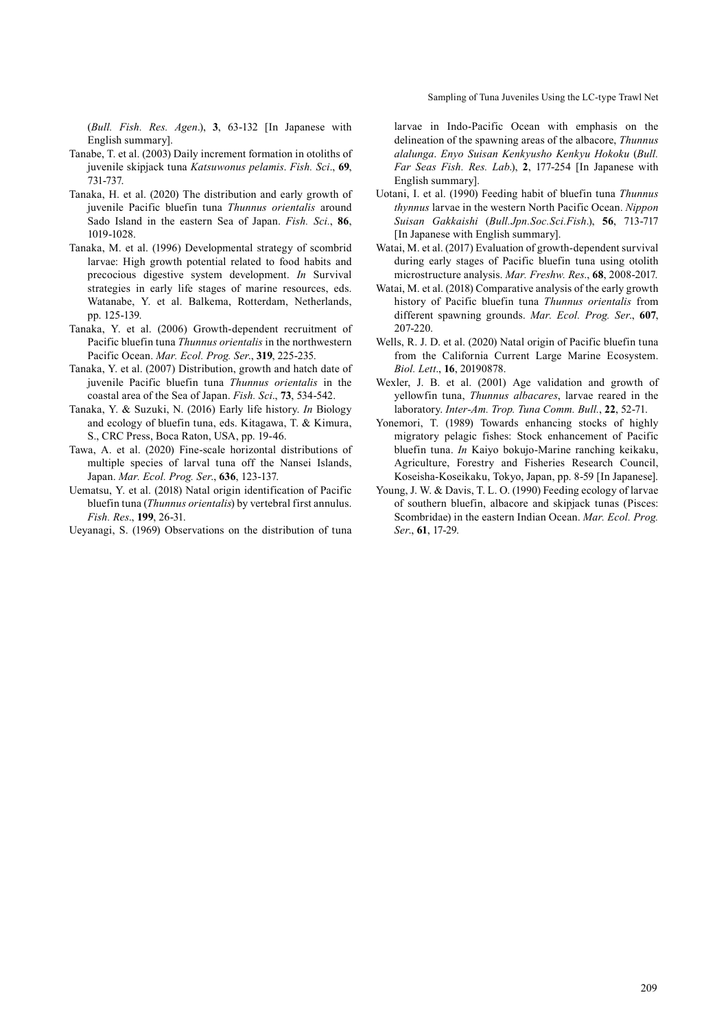(*Bull. Fish. Res. Agen*.), **3**, 63-132 [In Japanese with English summary].

Tanabe, T. et al. (2003) Daily increment formation in otoliths of juvenile skipjack tuna *Katsuwonus pelamis*. *Fish. Sci*., **69**, 731-737.

Tanaka, H. et al. (2020) The distribution and early growth of juvenile Pacific bluefin tuna *Thunnus orientalis* around Sado Island in the eastern Sea of Japan. *Fish. Sci*., **86**, 1019-1028.

Tanaka, M. et al. (1996) Developmental strategy of scombrid larvae: High growth potential related to food habits and precocious digestive system development. *In* Survival strategies in early life stages of marine resources, eds. Watanabe, Y. et al. Balkema, Rotterdam, Netherlands, pp. 125-139.

Tanaka, Y. et al. (2006) Growth-dependent recruitment of Pacific bluefin tuna *Thunnus orientalis* in the northwestern Pacific Ocean. *Mar. Ecol. Prog. Ser*., **319**, 225-235.

Tanaka, Y. et al. (2007) Distribution, growth and hatch date of juvenile Pacific bluefin tuna *Thunnus orientalis* in the coastal area of the Sea of Japan. *Fish. Sci*., **73**, 534-542.

Tanaka, Y. & Suzuki, N. (2016) Early life history. *In* Biology and ecology of bluefin tuna, eds. Kitagawa, T. & Kimura, S., CRC Press, Boca Raton, USA, pp. 19-46.

Tawa, A. et al. (2020) Fine-scale horizontal distributions of multiple species of larval tuna off the Nansei Islands, Japan. *Mar. Ecol. Prog. Ser*., **636**, 123-137.

Uematsu, Y. et al. (2018) Natal origin identification of Pacific bluefin tuna (*Thunnus orientalis*) by vertebral first annulus. *Fish. Res*., **199**, 26-31.

Ueyanagi, S. (1969) Observations on the distribution of tuna larvae in Indo-Pacific Ocean with emphasis on the delineation of the spawning areas of the albacore, *Thunnus alalunga*. *Enyo Suisan Kenkyusho Kenkyu Hokoku* (*Bull. Far Seas Fish. Res. Lab*.), **2**, 177-254 [In Japanese with English summary].

Uotani, I. et al. (1990) Feeding habit of bluefin tuna *Thunnus thynnus* larvae in the western North Pacific Ocean. *Nippon Suisan Gakkaishi* (*Bull.Jpn.Soc.Sci.Fish*.), **56**, 713-717 [In Japanese with English summary].

Watai, M. et al. (2017) Evaluation of growth-dependent survival during early stages of Pacific bluefin tuna using otolith microstructure analysis. *Mar. Freshw. Res*., **68**, 2008-2017.

Watai, M. et al. (2018) Comparative analysis of the early growth history of Pacific bluefin tuna *Thunnus orientalis* from different spawning grounds. *Mar. Ecol. Prog. Ser*., **607**, 207-220.

Wells, R. J. D. et al. (2020) Natal origin of Pacific bluefin tuna from the California Current Large Marine Ecosystem. *Biol. Lett*., **16**, 20190878.

Wexler, J. B. et al. (2001) Age validation and growth of yellowfin tuna, *Thunnus albacares*, larvae reared in the laboratory. *Inter-Am. Trop. Tuna Comm. Bull*., **22**, 52-71.

Yonemori, T. (1989) Towards enhancing stocks of highly migratory pelagic fishes: Stock enhancement of Pacific bluefin tuna. *In* Kaiyo bokujo-Marine ranching keikaku, Agriculture, Forestry and Fisheries Research Council, Koseisha-Koseikaku, Tokyo, Japan, pp. 8-59 [In Japanese].

Young, J. W. & Davis, T. L. O. (1990) Feeding ecology of larvae of southern bluefin, albacore and skipjack tunas (Pisces: Scombridae) in the eastern Indian Ocean. *Mar. Ecol. Prog. Ser*., **61**, 17-29.